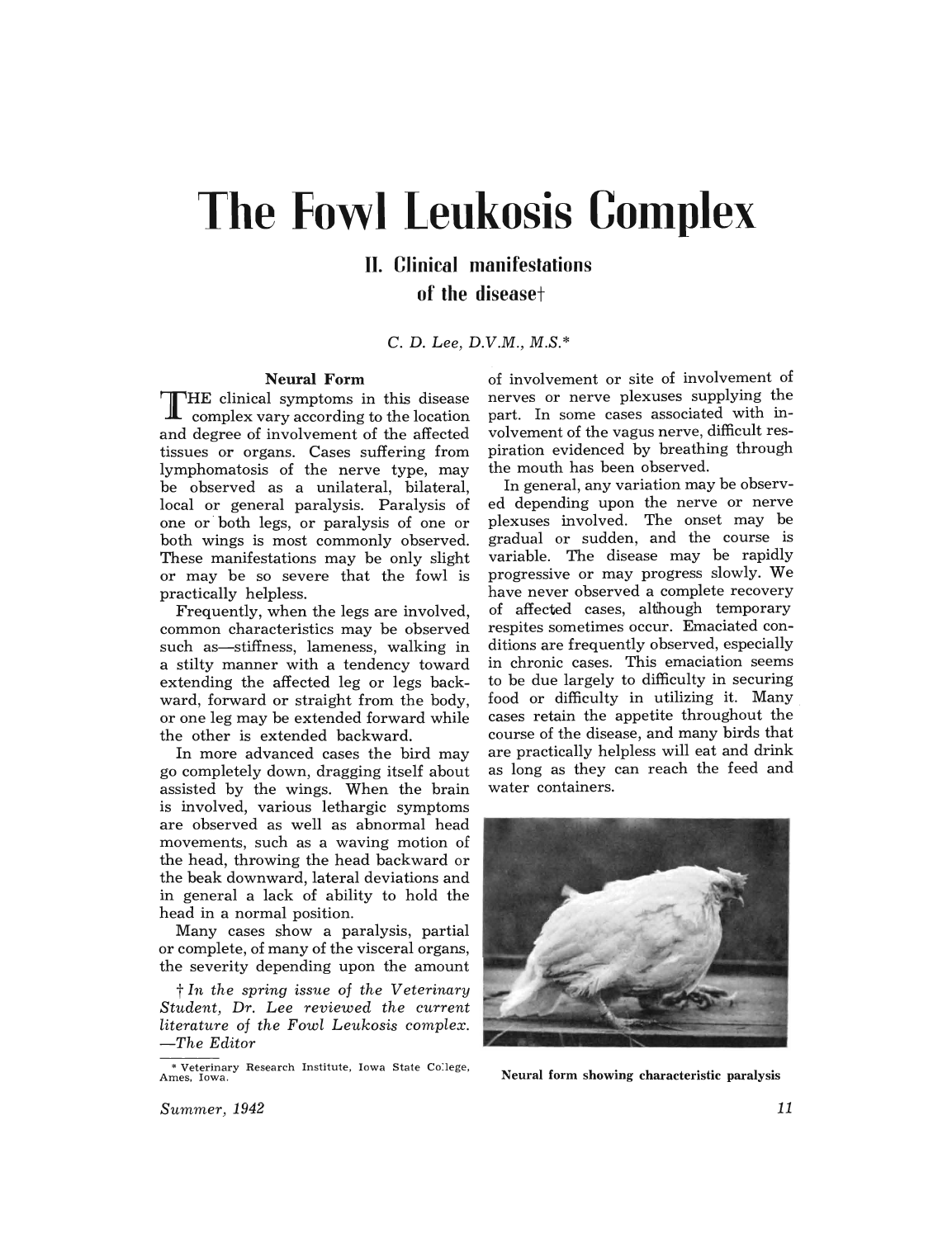# The Fowl Leukosis Complex

## II. Clinical manifestations of the disease†

*C. D. Lee, D.V.M., M.S.**

### Neural Form

THE clinical symptoms in this disease complex vary according to the location and degree of involvement of the affected tissues or organs. Cases suffering from lymphomatosis of the nerve type, may be observed as a unilateral, bilateral, local or general paralysis. Paralysis of one or both legs, or paralysis of one or both wings is most commonly observed. These manifestations may be only slight or may be so severe that the fowl is practically helpless.

Frequently, when the legs are involved, common characteristics may be observed such as—stiffness, lameness, walking in a stilty manner with a tendency toward extending the affected leg or legs backward, forward or straight from the body, or one leg may be extended forward while the other is extended backward.

In more advanced cases the bird may go completely down, dragging itself about assisted by the wings. When the brain is involved, various lethargic symptoms are observed as well as abnormal head movements, such as a waving motion of the head, throwing the head backward or the beak downward, lateral deviations and in general a lack of ability to hold the head in a normal position.

Many cases show a paralysis, partial or complete, of many of the visceral organs, the severity depending upon the amount of involvement or site of involvement of nerves or nerve plexuses supplying the part. In some cases associated with involvement of the vagus nerve, difficult respiration evidenced by breathing through the mouth has been observed.

In general, any variation may be observed depending upon the nerve or nerve plexuses involved. The onset may be gradual or sudden, and the course is variable. The disease may be rapidly progressive or may progress slowly. We have never observed a complete recovery of affected cases, although temporary respites sometimes occur. Emaciated conditions are frequently observed, especially in chronic cases. This emaciation seems to be due largely to difficulty in securing food or difficulty in utilizing it. Many cases retain the appetite throughout the course of the disease, and many birds that are practically helpless will eat and drink as long as they can reach the feed and water containers.

Neural form showing characteristic paralysis

*† In the spring issue of the Veterinary Student, Dr. Lee reviewed the current literature of the Fowl Leukosis complex. —The Editor*

\* Veterinary Research Institute, Iowa State College, Ames, Iowa.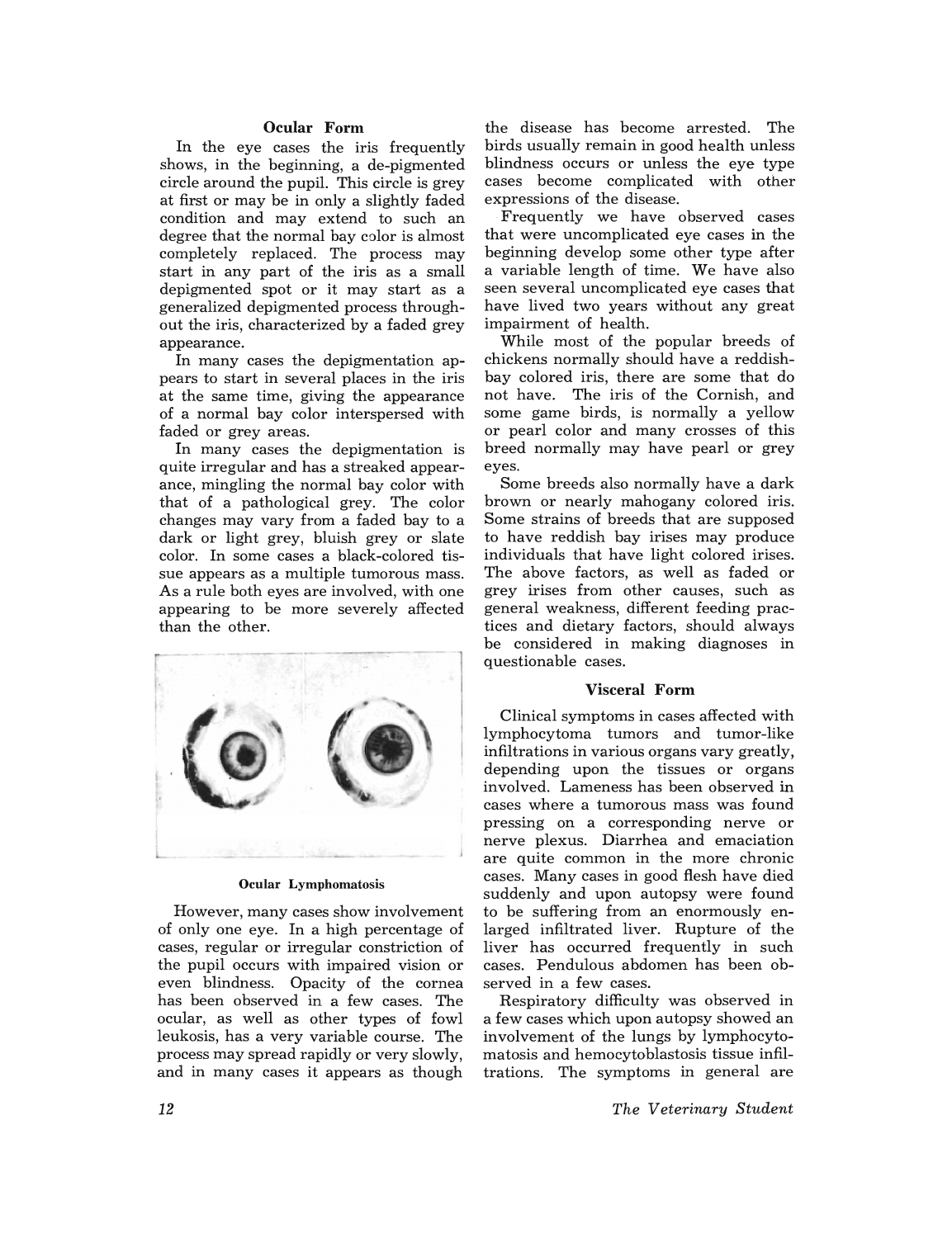### Ocular Form

In the eye cases the iris frequently shows, in the beginning, a de-pigmented circle around the pupil. This circle is grey at first or may be in only a slightly faded condition and may extend to such an degree that the normal bay color is almost completely replaced. The process may start in any part of the iris as a small depigmented spot or it may start as a generalized depigmented process throughout the iris, characterized by a faded grey appearance.

In many cases the depigmentation appears to start in several places in the iris at the same time, giving the appearance of a normal bay color interspersed with faded or grey areas.

In many cases the depigmentation is quite irregular and has a streaked appearance, mingling the normal bay color with that of a pathological grey. The color changes may vary from a faded bay to a dark or light grey, bluish grey or slate color. In some cases a black-colored tissue appears as a multiple tumorous mass. As a rule both eyes are involved, with one appearing to be more severely affected than the other.

**Ocular Lymphomatosis**

However, many cases show involvement of only one eye. In a high percentage of cases, regular or irregular constriction of the pupil occurs with impaired vision or even blindness. Opacity of the cornea has been observed in a few cases. The ocular, as well as other types of fowl leukosis, has a very variable course. The process may spread rapidly or very slowly, and in many cases it appears as though the disease has become arrested. The birds usually remain in good health unless blindness occurs or unless the eye type cases become complicated with other expressions of the disease.

Frequently we have observed cases that were uncomplicated eye cases in the beginning develop some other type after a variable length of time. We have also seen several uncomplicated eye cases that have lived two years without any great impairment of health.

While most of the popular breeds of chickens normally should have a reddish-bay colored iris, there are some that do not have. The iris of the Cornish, and some game birds, is normally a yellow or pearl color and many crosses of this breed normally may have pearl or grey eyes.

Some breeds also normally have a dark brown or nearly mahogany colored iris. Some strains of breeds that are supposed to have reddish bay irises may produce individuals that have light colored irises. The above factors, as well as faded or grey irises from other causes, such as general weakness, different feeding practices and dietary factors, should always be considered in making diagnoses in questionable cases.

### Visceral Form

Clinical symptoms in cases affected with lymphocytoma tumors and tumor-like infiltrations in various organs vary greatly, depending upon the tissues or organs involved. Lameness has been observed in cases where a tumorous mass was found pressing on a corresponding nerve or nerve plexus. Diarrhea and emaciation are quite common in the more chronic cases. Many cases in good flesh have died suddenly and upon autopsy were found to be suffering from an enormously enlarged infiltrated liver. Rupture of the liver has occurred frequently in such cases. Pendulous abdomen has been observed in a few cases.

Respiratory difficulty was observed in a few cases which upon autopsy showed an involvement of the lungs by lymphocytomatosis and hemocytoblastosis tissue infiltrations. The symptoms in general are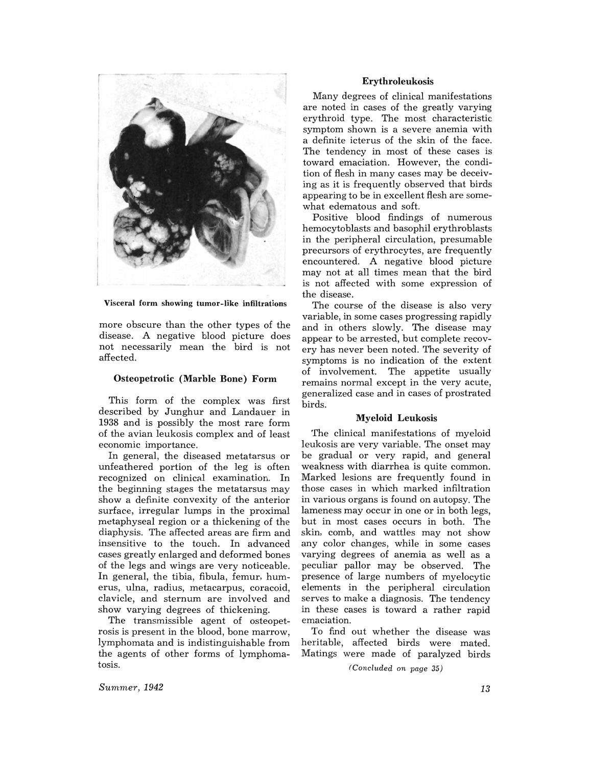Visceral form showing tumor-like infiltrations

more obscure than the other types of the disease. A negative blood picture does not necessarily mean the bird is not affected.

### Osteopetrotic (Marble Bone) Form

This form of the complex was first described by Junghur and Landauer in 1938 and is possibly the most rare form of the avian leukosis complex and of least economic importance.

In general, the diseased metatarsus or unfeathered portion of the leg is often recognized on clinical examination. In the beginning stages the metatarsus may show a definite convexity of the anterior surface, irregular lumps in the proximal metaphyseal region or a thickening of the diaphysis. The affected areas are firm and insensitive to the touch. In advanced cases greatly enlarged and deformed bones of the legs and wings are very noticeable. In general, the tibia, fibula, femur, humerus, ulna, radius, metacarpus, coracoid, clavicle, and sternum are involved and show varying degrees of thickening.

The transmissible agent of osteopetrosis is present in the blood, bone marrow, lymphomata and is indistinguishable from the agents of other forms of lymphomatosis.

### Erythroleukosis

Many degrees of clinical manifestations are noted in cases of the greatly varying erythroid type. The most characteristic symptom shown is a severe anemia with a definite icterus of the skin of the face. The tendency in most of these cases is toward emaciation. However, the condition of flesh in many cases may be deceiving as it is frequently observed that birds appearing to be in excellent flesh are somewhat edematous and soft.

Positive blood findings of numerous hemocytoblasts and basophil erythroblasts in the peripheral circulation, presumable precursors of erythrocytes, are frequently encountered. A negative blood picture may not at all times mean that the bird is not affected with some expression of the disease.

The course of the disease is also very variable, in some cases progressing rapidly and in others slowly. The disease may appear to be arrested, but complete recovery has never been noted. The severity of symptoms is no indication of the extent of involvement. The appetite usually remains normal except in the very acute, generalized case and in cases of prostrated birds.

### Myeloid Leukosis

The clinical manifestations of myeloid leukosis are very variable. The onset may be gradual or very rapid, and general weakness with diarrhea is quite common. Marked lesions are frequently found in those cases in which marked infiltration in various organs is found on autopsy. The lameness may occur in one or in both legs, but in most cases occurs in both. The skin, comb, and wattles may not show any color changes, while in some cases varying degrees of anemia as well as a peculiar pallor may be observed. The presence of large numbers of myelocytic elements in the peripheral circulation serves to make a diagnosis. The tendency in these cases is toward a rather rapid emaciation.

To find out whether the disease was heritable, affected birds were mated. Matings were made of paralyzed birds

*(Concluded on page 35)*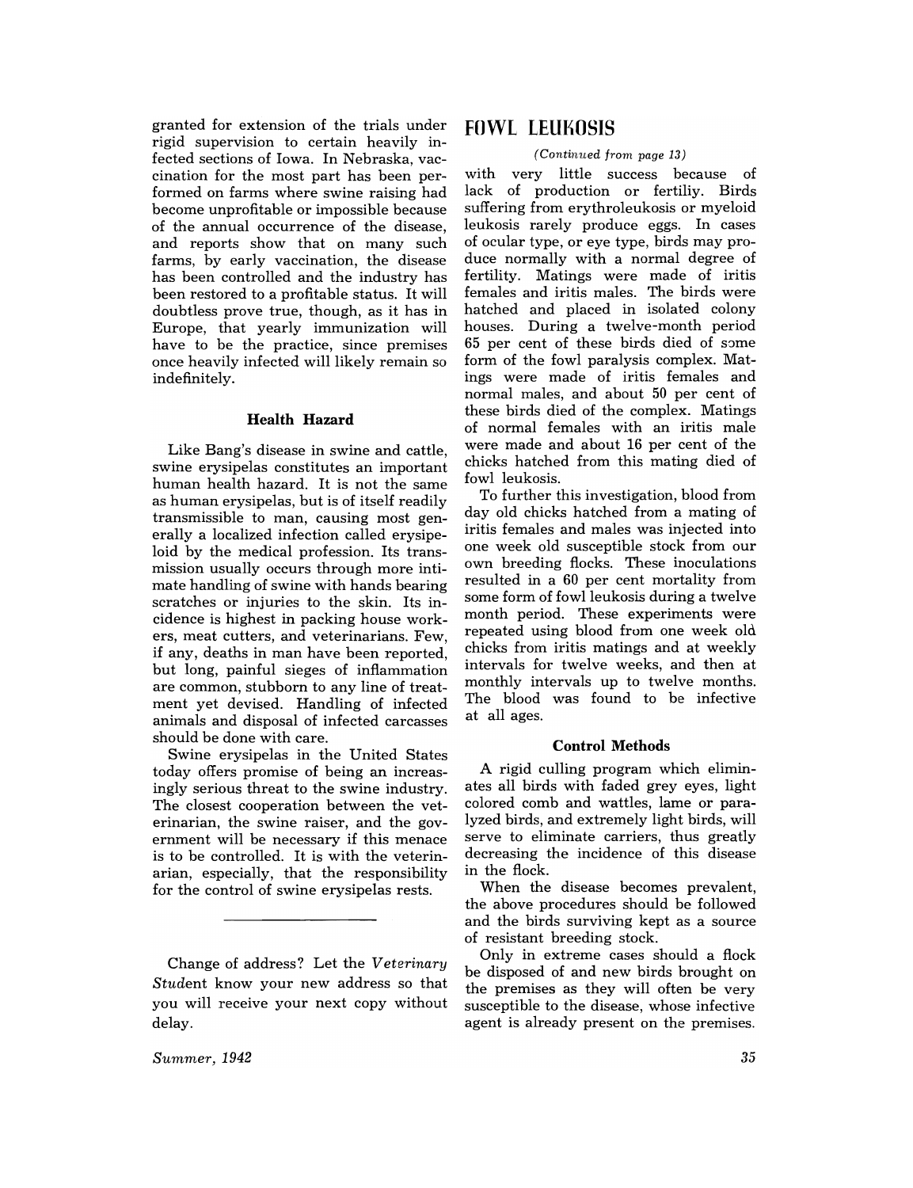granted for extension of the trials under rigid supervision to certain heavily infected sections of Iowa. In Nebraska, vaccination for the most part has been performed on farms where swine raising had become unprofitable or impossible because of the annual occurrence of the disease, and reports show that on many such farms, by early vaccination, the disease has been controlled and the industry has been restored to a profitable status. It will doubtless prove true, though, as it has in Europe, that yearly immunization will have to be the practice, since premises once heavily infected will likely remain so indefinitely.

### Health Hazard

Like Bang's disease in swine and cattle, swine erysipelas constitutes an important human health hazard. It is not the same as human erysipelas, but is of itself readily transmissible to man, causing most generally a localized infection called erysipeloid by the medical profession. Its transmission usually occurs through more intimate handling of swine with hands bearing scratches or injuries to the skin. Its incidence is highest in packing house workers, meat cutters, and veterinarians. Few, if any, deaths in man have been reported, but long, painful sieges of inflammation are common, stubborn to any line of treatment yet devised. Handling of infected animals and disposal of infected carcasses should be done with care.

Swine erysipelas in the United States today offers promise of being an increasingly serious threat to the swine industry. The closest cooperation between the veterinarian, the swine raiser, and the government will be necessary if this menace is to be controlled. It is with the veterinarian, especially, that the responsibility for the control of swine erysipelas rests.

---

Change of address? Let the *Veterinary Student* know your new address so that you will receive your next copy without delay.

## FOWL LEUKOSIS

*(Continued from page 13)*

with very little success because of lack of production or fertiliy. Birds suffering from erythroleukosis or myeloid leukosis rarely produce eggs. In cases of ocular type, or eye type, birds may produce normally with a normal degree of fertility. Matings were made of iritis females and iritis males. The birds were hatched and placed in isolated colony houses. During a twelve-month period 65 per cent of these birds died of some form of the fowl paralysis complex. Matings were made of iritis females and normal males, and about 50 per cent of these birds died of the complex. Matings of normal females with an iritis male were made and about 16 per cent of the chicks hatched from this mating died of fowl leukosis.

To further this investigation, blood from day old chicks hatched from a mating of iritis females and males was injected into one week old susceptible stock from our own breeding flocks. These inoculations resulted in a 60 per cent mortality from some form of fowl leukosis during a twelve month period. These experiments were repeated using blood from one week old chicks from iritis matings and at weekly intervals for twelve weeks, and then at monthly intervals up to twelve months. The blood was found to be infective at all ages.

### Control Methods

A rigid culling program which eliminates all birds with faded grey eyes, light colored comb and wattles, lame or paralyzed birds, and extremely light birds, will serve to eliminate carriers, thus greatly decreasing the incidence of this disease in the flock.

When the disease becomes prevalent, the above procedures should be followed and the birds surviving kept as a source of resistant breeding stock.

Only in extreme cases should a flock be disposed of and new birds brought on the premises as they will often be very susceptible to the disease, whose infective agent is already present on the premises.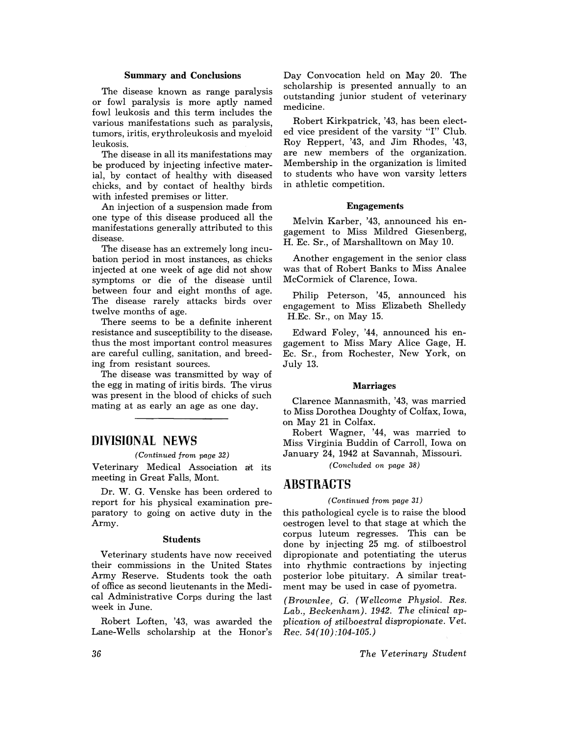### Summary and Conclusions

The disease known as range paralysis or fowl paralysis is more aptly named fowl leukosis and this term includes the various manifestations such as paralysis, tumors, iritis, erythroleukosis and myeloid leukosis.

The disease in all its manifestations may be produced by injecting infective material, by contact of healthy with diseased chicks, and by contact of healthy birds with infested premises or litter.

An injection of a suspension made from one type of this disease produced all the manifestations generally attributed to this disease.

The disease has an extremely long incubation period in most instances, as chicks injected at one week of age did not show symptoms or die of the disease until between four and eight months of age. The disease rarely attacks birds over twelve months of age.

There seems to be a definite inherent resistance and susceptibility to the disease, thus the most important control measures are careful culling, sanitation, and breeding from resistant sources.

The disease was transmitted by way of the egg in mating of iritis birds. The virus was present in the blood of chicks of such mating at as early an age as one day.

---

## DIVISIONAL NEWS

*(Continued from page 32)*

Veterinary Medical Association at its meeting in Great Falls, Mont.

Dr. W. G. Venske has been ordered to report for his physical examination preparatory to going on active duty in the Army.

### Students

Veterinary students have now received their commissions in the United States Army Reserve. Students took the oath of office as second lieutenants in the Medical Administrative Corps during the last week in June.

Robert Loften, '43, was awarded the Lane-Wells scholarship at the Honor's Day Convocation held on May 20. The scholarship is presented annually to an outstanding junior student of veterinary medicine.

Robert Kirkpatrick, '43, has been elected vice president of the varsity "I" Club. Roy Reppert, '43, and Jim Rhodes, '43, are new members of the organization. Membership in the organization is limited to students who have won varsity letters in athletic competition.

### Engagements

Melvin Karber, '43, announced his engagement to Miss Mildred Giesenberg, H. Ec. Sr., of Marshalltown on May 10.

Another engagement in the senior class was that of Robert Banks to Miss Analee McCormick of Clarence, Iowa.

Philip Peterson, '45, announced his engagement to Miss Elizabeth Shelledy H.Ec. Sr., on May 15.

Edward Foley, '44, announced his engagement to Miss Mary Alice Gage, H. Ec. Sr., from Rochester, New York, on July 13.

### Marriages

Clarence Mannasmith, '43, was married to Miss Dorothea Doughty of Colfax, Iowa, on May 21 in Colfax.

Robert Wagner, '44, was married to Miss Virginia Buddin of Carroll, Iowa on January 24, 1942 at Savannah, Missouri.

*(Concluded on page 38)*

## ABSTRACTS

*(Continued from page 31)*

this pathological cycle is to raise the blood oestrogen level to that stage at which the corpus luteum regresses. This can be done by injecting 25 mg. of stilboestrol dipropionate and potentiating the uterus into rhythmic contractions by injecting posterior lobe pituitary. A similar treatment may be used in case of pyometra.

*(Brownlee, G. (Wellcome Physiol. Res. Lab., Beckenham). 1942. The clinical application of stilboestral dispropionate. Vet. Rec. 54(10):104-105.)*